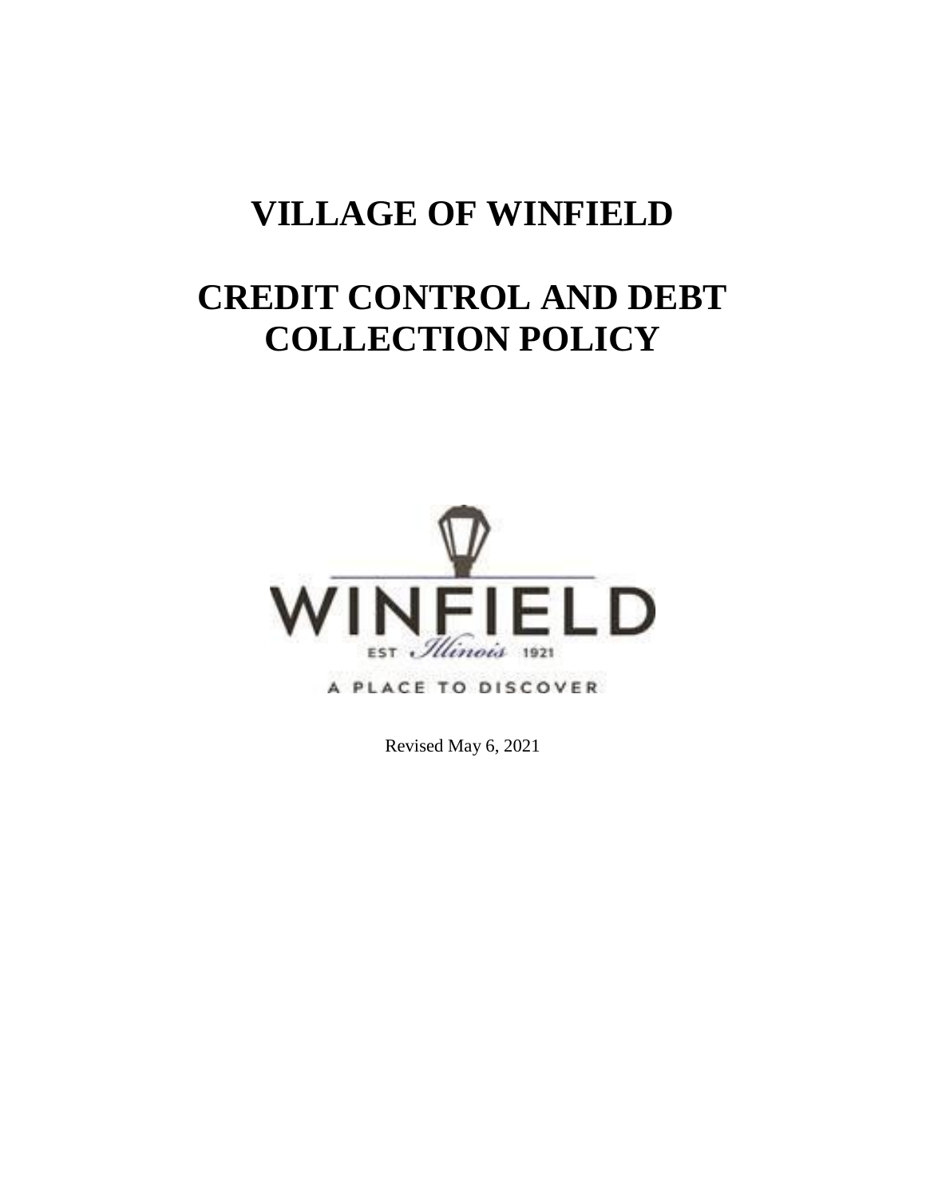# VILLAGE OF WINFIELD

# CREDIT CONTROL AND DEBT COLLECTION POLICY

WINFIELD

EST Illinois 1921

A PLACE TO DISCOVER

Revised May 6, 2021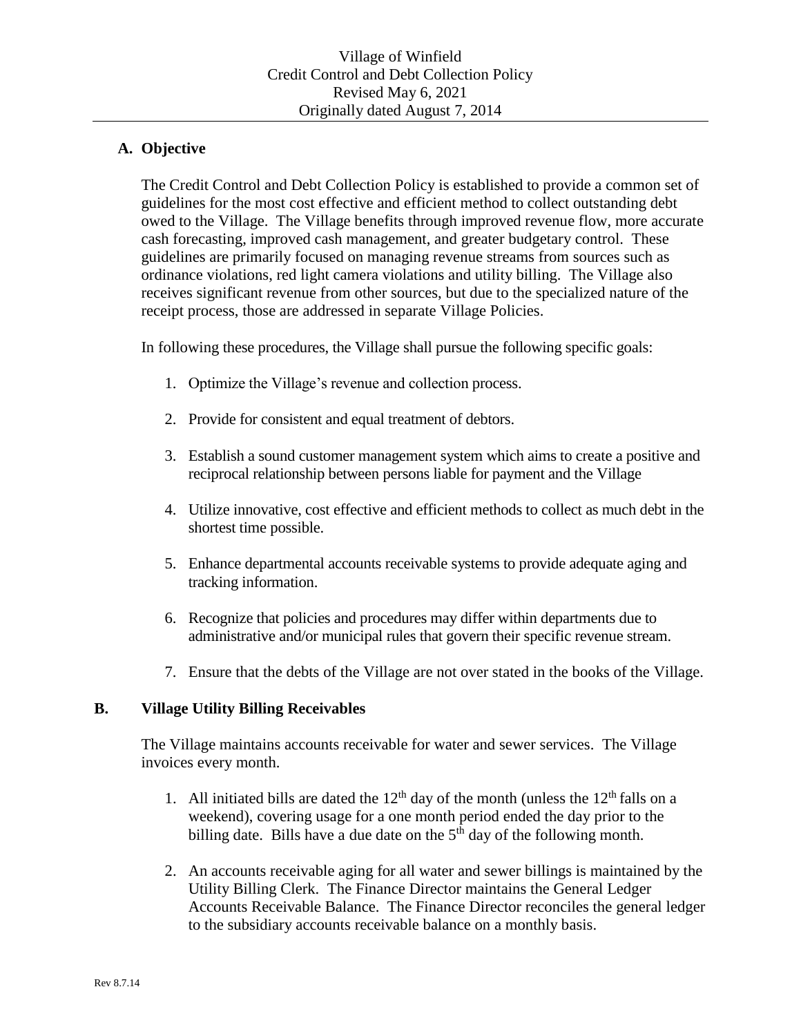Village of Winfield
Credit Control and Debt Collection Policy
Revised May 6, 2021
Originally dated August 7, 2014

## A. Objective

The Credit Control and Debt Collection Policy is established to provide a common set of guidelines for the most cost effective and efficient method to collect outstanding debt owed to the Village. The Village benefits through improved revenue flow, more accurate cash forecasting, improved cash management, and greater budgetary control. These guidelines are primarily focused on managing revenue streams from sources such as ordinance violations, red light camera violations and utility billing. The Village also receives significant revenue from other sources, but due to the specialized nature of the receipt process, those are addressed in separate Village Policies.

In following these procedures, the Village shall pursue the following specific goals:

1. Optimize the Village's revenue and collection process.
2. Provide for consistent and equal treatment of debtors.
3. Establish a sound customer management system which aims to create a positive and reciprocal relationship between persons liable for payment and the Village
4. Utilize innovative, cost effective and efficient methods to collect as much debt in the shortest time possible.
5. Enhance departmental accounts receivable systems to provide adequate aging and tracking information.
6. Recognize that policies and procedures may differ within departments due to administrative and/or municipal rules that govern their specific revenue stream.
7. Ensure that the debts of the Village are not over stated in the books of the Village.

## B. Village Utility Billing Receivables

The Village maintains accounts receivable for water and sewer services. The Village invoices every month.

1. All initiated bills are dated the 12th day of the month (unless the 12th falls on a weekend), covering usage for a one month period ended the day prior to the billing date. Bills have a due date on the 5th day of the following month.
2. An accounts receivable aging for all water and sewer billings is maintained by the Utility Billing Clerk. The Finance Director maintains the General Ledger Accounts Receivable Balance. The Finance Director reconciles the general ledger to the subsidiary accounts receivable balance on a monthly basis.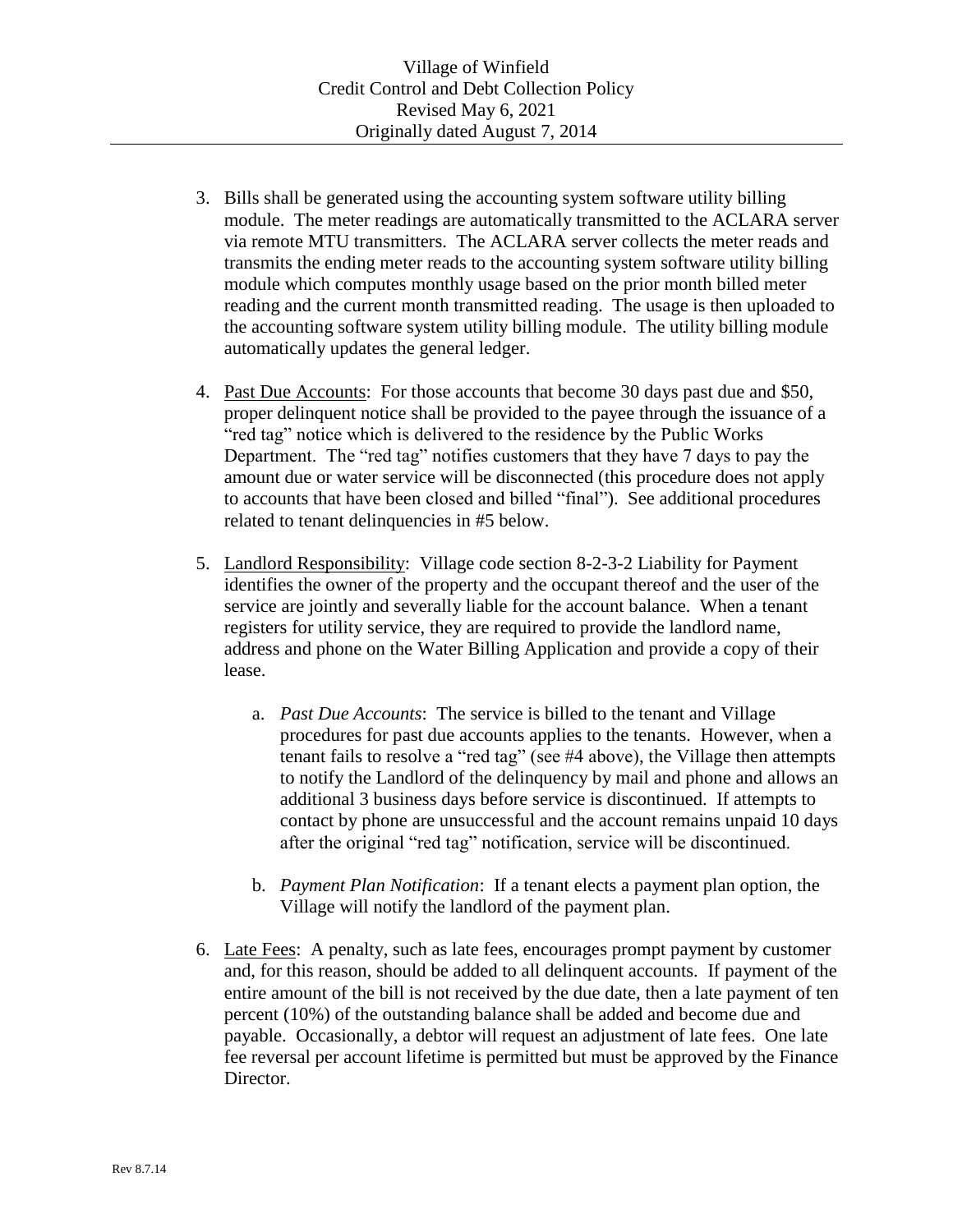3. Bills shall be generated using the accounting system software utility billing module. The meter readings are automatically transmitted to the ACLARA server via remote MTU transmitters. The ACLARA server collects the meter reads and transmits the ending meter reads to the accounting system software utility billing module which computes monthly usage based on the prior month billed meter reading and the current month transmitted reading. The usage is then uploaded to the accounting software system utility billing module. The utility billing module automatically updates the general ledger.

4. Past Due Accounts: For those accounts that become 30 days past due and $50, proper delinquent notice shall be provided to the payee through the issuance of a "red tag" notice which is delivered to the residence by the Public Works Department. The "red tag" notifies customers that they have 7 days to pay the amount due or water service will be disconnected (this procedure does not apply to accounts that have been closed and billed "final"). See additional procedures related to tenant delinquencies in #5 below.

5. Landlord Responsibility: Village code section 8-2-3-2 Liability for Payment identifies the owner of the property and the occupant thereof and the user of the service are jointly and severally liable for the account balance. When a tenant registers for utility service, they are required to provide the landlord name, address and phone on the Water Billing Application and provide a copy of their lease.

    a. *Past Due Accounts*: The service is billed to the tenant and Village procedures for past due accounts applies to the tenants. However, when a tenant fails to resolve a "red tag" (see #4 above), the Village then attempts to notify the Landlord of the delinquency by mail and phone and allows an additional 3 business days before service is discontinued. If attempts to contact by phone are unsuccessful and the account remains unpaid 10 days after the original "red tag" notification, service will be discontinued.

    b. *Payment Plan Notification*: If a tenant elects a payment plan option, the Village will notify the landlord of the payment plan.

6. Late Fees: A penalty, such as late fees, encourages prompt payment by customer and, for this reason, should be added to all delinquent accounts. If payment of the entire amount of the bill is not received by the due date, then a late payment of ten percent (10%) of the outstanding balance shall be added and become due and payable. Occasionally, a debtor will request an adjustment of late fees. One late fee reversal per account lifetime is permitted but must be approved by the Finance Director.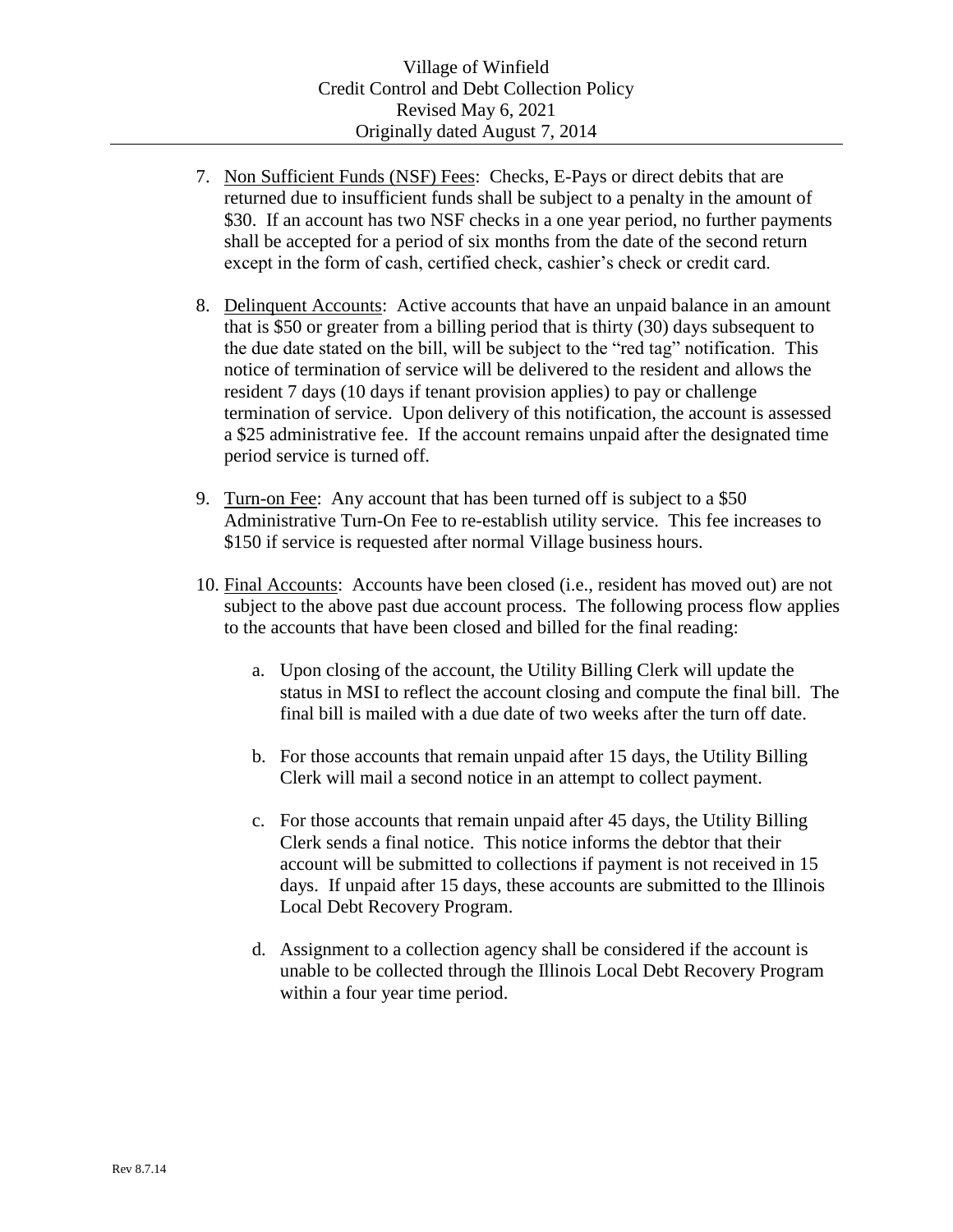7. Non Sufficient Funds (NSF) Fees: Checks, E-Pays or direct debits that are returned due to insufficient funds shall be subject to a penalty in the amount of $30. If an account has two NSF checks in a one year period, no further payments shall be accepted for a period of six months from the date of the second return except in the form of cash, certified check, cashier's check or credit card.

8. Delinquent Accounts: Active accounts that have an unpaid balance in an amount that is $50 or greater from a billing period that is thirty (30) days subsequent to the due date stated on the bill, will be subject to the "red tag" notification. This notice of termination of service will be delivered to the resident and allows the resident 7 days (10 days if tenant provision applies) to pay or challenge termination of service. Upon delivery of this notification, the account is assessed a $25 administrative fee. If the account remains unpaid after the designated time period service is turned off.

9. Turn-on Fee: Any account that has been turned off is subject to a $50 Administrative Turn-On Fee to re-establish utility service. This fee increases to $150 if service is requested after normal Village business hours.

10. Final Accounts: Accounts have been closed (i.e., resident has moved out) are not subject to the above past due account process. The following process flow applies to the accounts that have been closed and billed for the final reading:

    a. Upon closing of the account, the Utility Billing Clerk will update the status in MSI to reflect the account closing and compute the final bill. The final bill is mailed with a due date of two weeks after the turn off date.

    b. For those accounts that remain unpaid after 15 days, the Utility Billing Clerk will mail a second notice in an attempt to collect payment.

    c. For those accounts that remain unpaid after 45 days, the Utility Billing Clerk sends a final notice. This notice informs the debtor that their account will be submitted to collections if payment is not received in 15 days. If unpaid after 15 days, these accounts are submitted to the Illinois Local Debt Recovery Program.

    d. Assignment to a collection agency shall be considered if the account is unable to be collected through the Illinois Local Debt Recovery Program within a four year time period.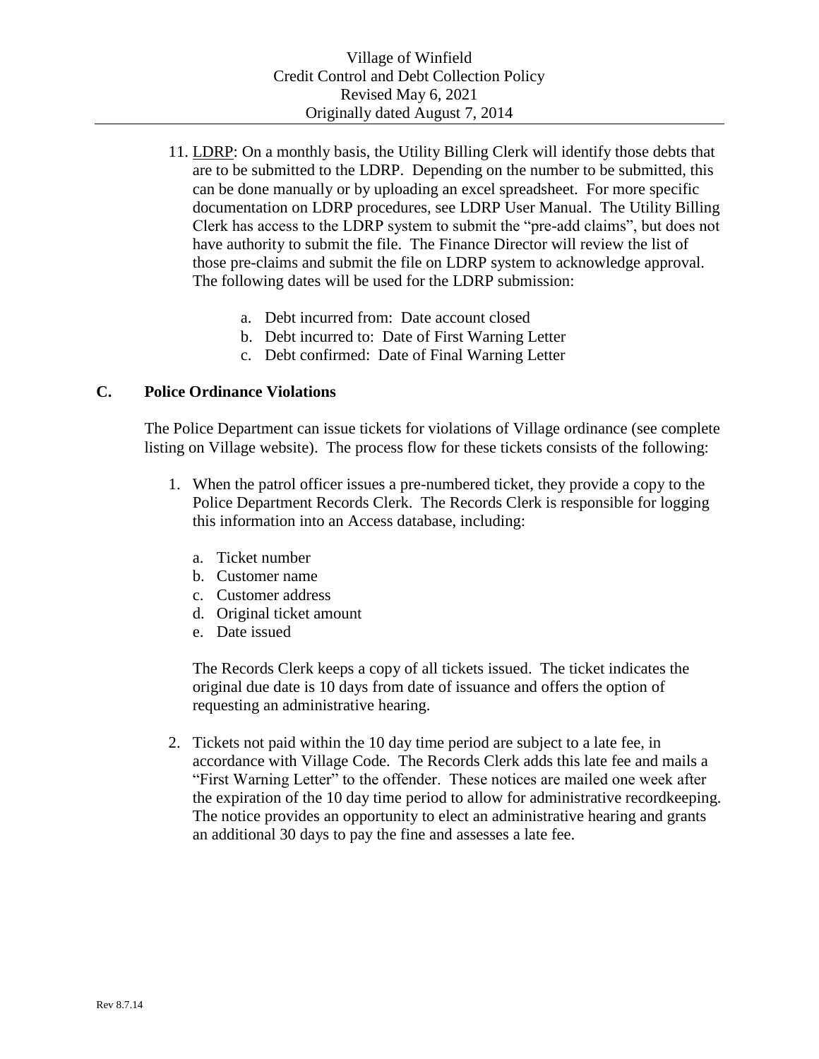11. LDRP: On a monthly basis, the Utility Billing Clerk will identify those debts that are to be submitted to the LDRP. Depending on the number to be submitted, this can be done manually or by uploading an excel spreadsheet. For more specific documentation on LDRP procedures, see LDRP User Manual. The Utility Billing Clerk has access to the LDRP system to submit the "pre-add claims", but does not have authority to submit the file. The Finance Director will review the list of those pre-claims and submit the file on LDRP system to acknowledge approval. The following dates will be used for the LDRP submission:

    a. Debt incurred from: Date account closed
    b. Debt incurred to: Date of First Warning Letter
    c. Debt confirmed: Date of Final Warning Letter

## C. Police Ordinance Violations

The Police Department can issue tickets for violations of Village ordinance (see complete listing on Village website). The process flow for these tickets consists of the following:

1. When the patrol officer issues a pre-numbered ticket, they provide a copy to the Police Department Records Clerk. The Records Clerk is responsible for logging this information into an Access database, including:

    a. Ticket number
    b. Customer name
    c. Customer address
    d. Original ticket amount
    e. Date issued

    The Records Clerk keeps a copy of all tickets issued. The ticket indicates the original due date is 10 days from date of issuance and offers the option of requesting an administrative hearing.

2. Tickets not paid within the 10 day time period are subject to a late fee, in accordance with Village Code. The Records Clerk adds this late fee and mails a "First Warning Letter" to the offender. These notices are mailed one week after the expiration of the 10 day time period to allow for administrative recordkeeping. The notice provides an opportunity to elect an administrative hearing and grants an additional 30 days to pay the fine and assesses a late fee.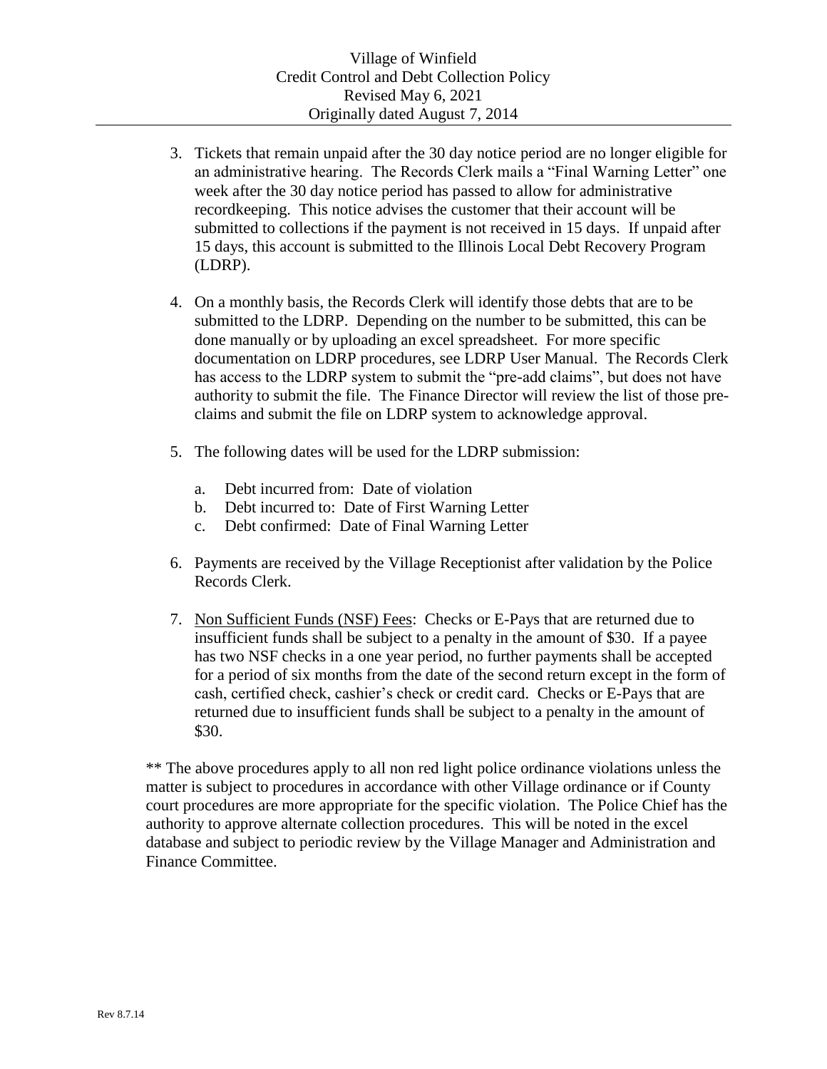3. Tickets that remain unpaid after the 30 day notice period are no longer eligible for an administrative hearing. The Records Clerk mails a "Final Warning Letter" one week after the 30 day notice period has passed to allow for administrative recordkeeping. This notice advises the customer that their account will be submitted to collections if the payment is not received in 15 days. If unpaid after 15 days, this account is submitted to the Illinois Local Debt Recovery Program (LDRP).

4. On a monthly basis, the Records Clerk will identify those debts that are to be submitted to the LDRP. Depending on the number to be submitted, this can be done manually or by uploading an excel spreadsheet. For more specific documentation on LDRP procedures, see LDRP User Manual. The Records Clerk has access to the LDRP system to submit the "pre-add claims", but does not have authority to submit the file. The Finance Director will review the list of those pre-claims and submit the file on LDRP system to acknowledge approval.

5. The following dates will be used for the LDRP submission:

   a. Debt incurred from: Date of violation
   b. Debt incurred to: Date of First Warning Letter
   c. Debt confirmed: Date of Final Warning Letter

6. Payments are received by the Village Receptionist after validation by the Police Records Clerk.

7. Non Sufficient Funds (NSF) Fees: Checks or E-Pays that are returned due to insufficient funds shall be subject to a penalty in the amount of $30. If a payee has two NSF checks in a one year period, no further payments shall be accepted for a period of six months from the date of the second return except in the form of cash, certified check, cashier's check or credit card. Checks or E-Pays that are returned due to insufficient funds shall be subject to a penalty in the amount of $30.

** The above procedures apply to all non red light police ordinance violations unless the matter is subject to procedures in accordance with other Village ordinance or if County court procedures are more appropriate for the specific violation. The Police Chief has the authority to approve alternate collection procedures. This will be noted in the excel database and subject to periodic review by the Village Manager and Administration and Finance Committee.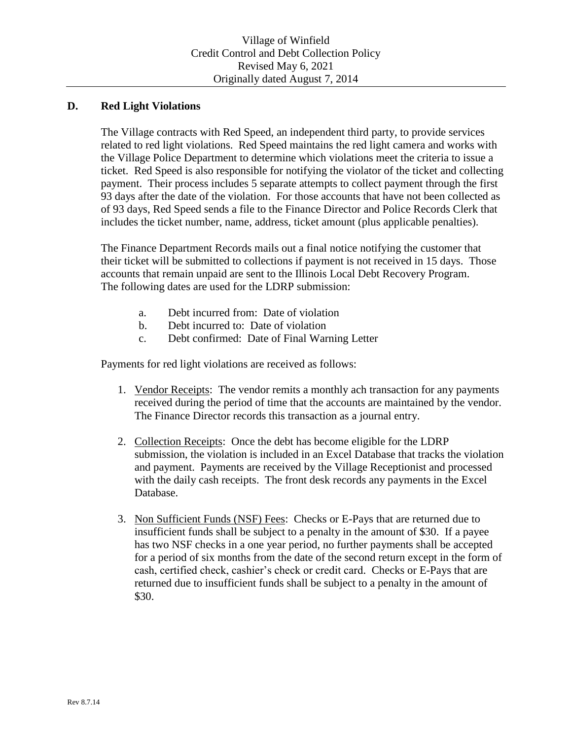## D. Red Light Violations

The Village contracts with Red Speed, an independent third party, to provide services related to red light violations. Red Speed maintains the red light camera and works with the Village Police Department to determine which violations meet the criteria to issue a ticket. Red Speed is also responsible for notifying the violator of the ticket and collecting payment. Their process includes 5 separate attempts to collect payment through the first 93 days after the date of the violation. For those accounts that have not been collected as of 93 days, Red Speed sends a file to the Finance Director and Police Records Clerk that includes the ticket number, name, address, ticket amount (plus applicable penalties).

The Finance Department Records mails out a final notice notifying the customer that their ticket will be submitted to collections if payment is not received in 15 days. Those accounts that remain unpaid are sent to the Illinois Local Debt Recovery Program. The following dates are used for the LDRP submission:

a. Debt incurred from: Date of violation
b. Debt incurred to: Date of violation
c. Debt confirmed: Date of Final Warning Letter

Payments for red light violations are received as follows:

1. Vendor Receipts: The vendor remits a monthly ach transaction for any payments received during the period of time that the accounts are maintained by the vendor. The Finance Director records this transaction as a journal entry.

2. Collection Receipts: Once the debt has become eligible for the LDRP submission, the violation is included in an Excel Database that tracks the violation and payment. Payments are received by the Village Receptionist and processed with the daily cash receipts. The front desk records any payments in the Excel Database.

3. Non Sufficient Funds (NSF) Fees: Checks or E-Pays that are returned due to insufficient funds shall be subject to a penalty in the amount of $30. If a payee has two NSF checks in a one year period, no further payments shall be accepted for a period of six months from the date of the second return except in the form of cash, certified check, cashier's check or credit card. Checks or E-Pays that are returned due to insufficient funds shall be subject to a penalty in the amount of $30.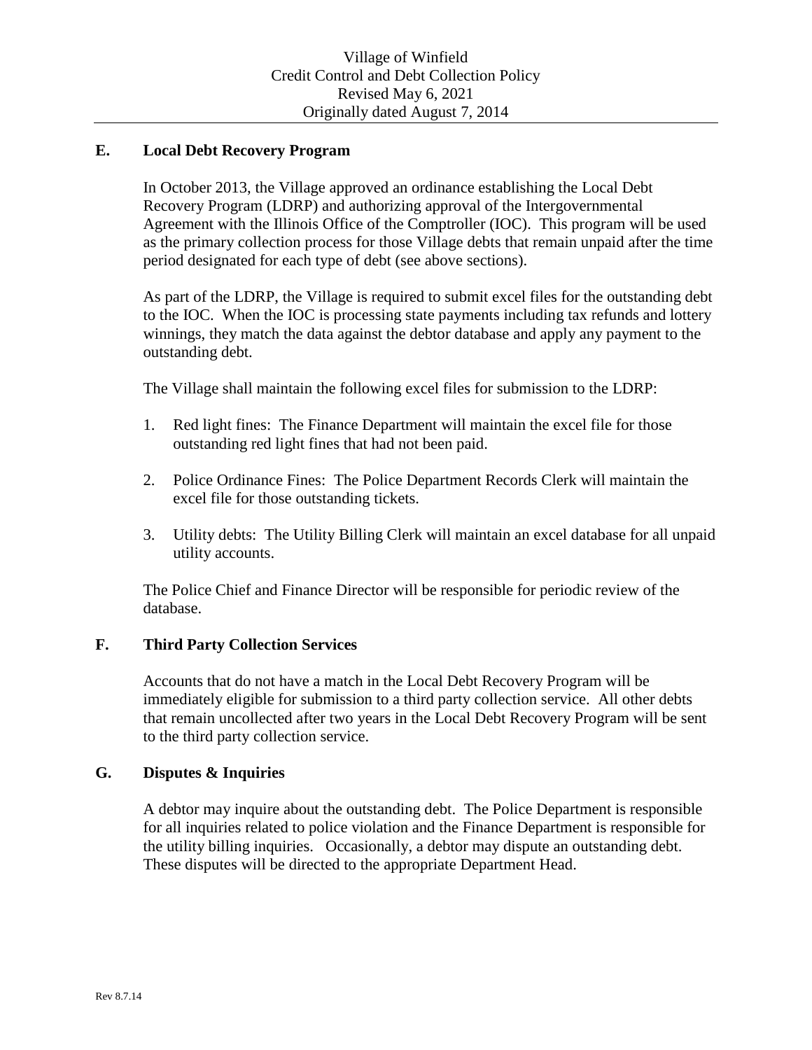## E. Local Debt Recovery Program

In October 2013, the Village approved an ordinance establishing the Local Debt Recovery Program (LDRP) and authorizing approval of the Intergovernmental Agreement with the Illinois Office of the Comptroller (IOC). This program will be used as the primary collection process for those Village debts that remain unpaid after the time period designated for each type of debt (see above sections).

As part of the LDRP, the Village is required to submit excel files for the outstanding debt to the IOC. When the IOC is processing state payments including tax refunds and lottery winnings, they match the data against the debtor database and apply any payment to the outstanding debt.

The Village shall maintain the following excel files for submission to the LDRP:

1. Red light fines: The Finance Department will maintain the excel file for those outstanding red light fines that had not been paid.

2. Police Ordinance Fines: The Police Department Records Clerk will maintain the excel file for those outstanding tickets.

3. Utility debts: The Utility Billing Clerk will maintain an excel database for all unpaid utility accounts.

The Police Chief and Finance Director will be responsible for periodic review of the database.

## F. Third Party Collection Services

Accounts that do not have a match in the Local Debt Recovery Program will be immediately eligible for submission to a third party collection service. All other debts that remain uncollected after two years in the Local Debt Recovery Program will be sent to the third party collection service.

## G. Disputes & Inquiries

A debtor may inquire about the outstanding debt. The Police Department is responsible for all inquiries related to police violation and the Finance Department is responsible for the utility billing inquiries. Occasionally, a debtor may dispute an outstanding debt. These disputes will be directed to the appropriate Department Head.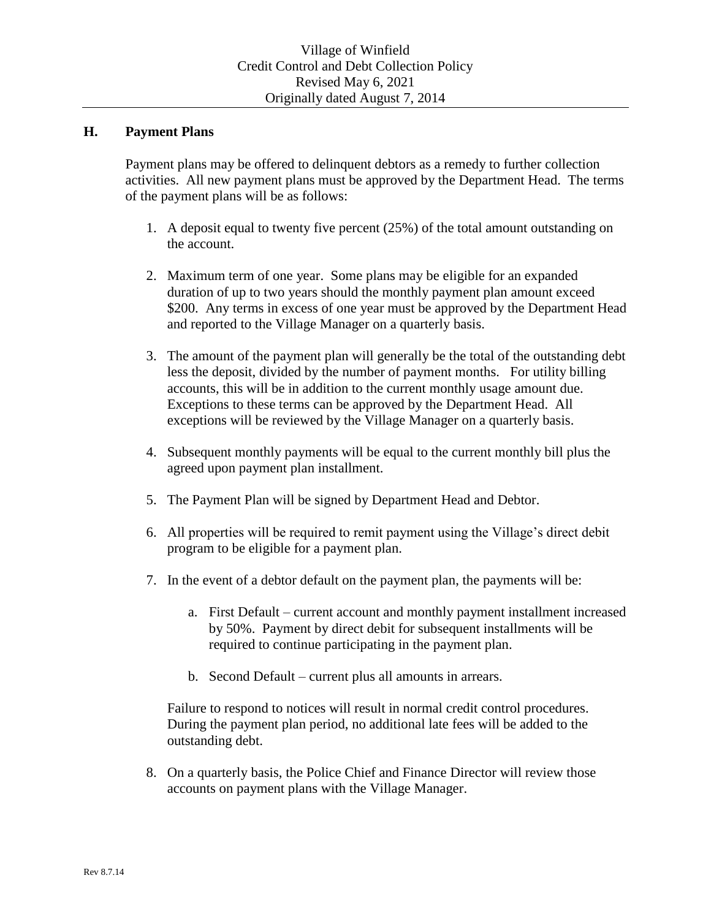## H. Payment Plans

Payment plans may be offered to delinquent debtors as a remedy to further collection activities. All new payment plans must be approved by the Department Head. The terms of the payment plans will be as follows:

1. A deposit equal to twenty five percent (25%) of the total amount outstanding on the account.

2. Maximum term of one year. Some plans may be eligible for an expanded duration of up to two years should the monthly payment plan amount exceed $200. Any terms in excess of one year must be approved by the Department Head and reported to the Village Manager on a quarterly basis.

3. The amount of the payment plan will generally be the total of the outstanding debt less the deposit, divided by the number of payment months. For utility billing accounts, this will be in addition to the current monthly usage amount due. Exceptions to these terms can be approved by the Department Head. All exceptions will be reviewed by the Village Manager on a quarterly basis.

4. Subsequent monthly payments will be equal to the current monthly bill plus the agreed upon payment plan installment.

5. The Payment Plan will be signed by Department Head and Debtor.

6. All properties will be required to remit payment using the Village's direct debit program to be eligible for a payment plan.

7. In the event of a debtor default on the payment plan, the payments will be:

   a. First Default – current account and monthly payment installment increased by 50%. Payment by direct debit for subsequent installments will be required to continue participating in the payment plan.

   b. Second Default – current plus all amounts in arrears.

   Failure to respond to notices will result in normal credit control procedures. During the payment plan period, no additional late fees will be added to the outstanding debt.

8. On a quarterly basis, the Police Chief and Finance Director will review those accounts on payment plans with the Village Manager.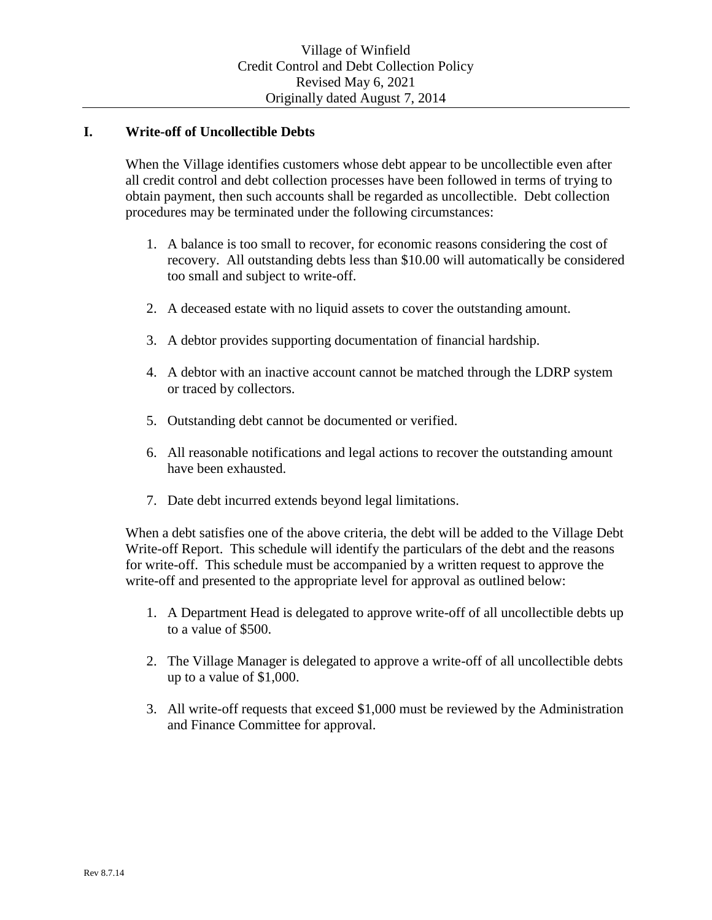Village of Winfield
Credit Control and Debt Collection Policy
Revised May 6, 2021
Originally dated August 7, 2014

## I. Write-off of Uncollectible Debts

When the Village identifies customers whose debt appear to be uncollectible even after all credit control and debt collection processes have been followed in terms of trying to obtain payment, then such accounts shall be regarded as uncollectible. Debt collection procedures may be terminated under the following circumstances:

1. A balance is too small to recover, for economic reasons considering the cost of recovery. All outstanding debts less than $10.00 will automatically be considered too small and subject to write-off.
2. A deceased estate with no liquid assets to cover the outstanding amount.
3. A debtor provides supporting documentation of financial hardship.
4. A debtor with an inactive account cannot be matched through the LDRP system or traced by collectors.
5. Outstanding debt cannot be documented or verified.
6. All reasonable notifications and legal actions to recover the outstanding amount have been exhausted.
7. Date debt incurred extends beyond legal limitations.

When a debt satisfies one of the above criteria, the debt will be added to the Village Debt Write-off Report. This schedule will identify the particulars of the debt and the reasons for write-off. This schedule must be accompanied by a written request to approve the write-off and presented to the appropriate level for approval as outlined below:

1. A Department Head is delegated to approve write-off of all uncollectible debts up to a value of $500.
2. The Village Manager is delegated to approve a write-off of all uncollectible debts up to a value of $1,000.
3. All write-off requests that exceed $1,000 must be reviewed by the Administration and Finance Committee for approval.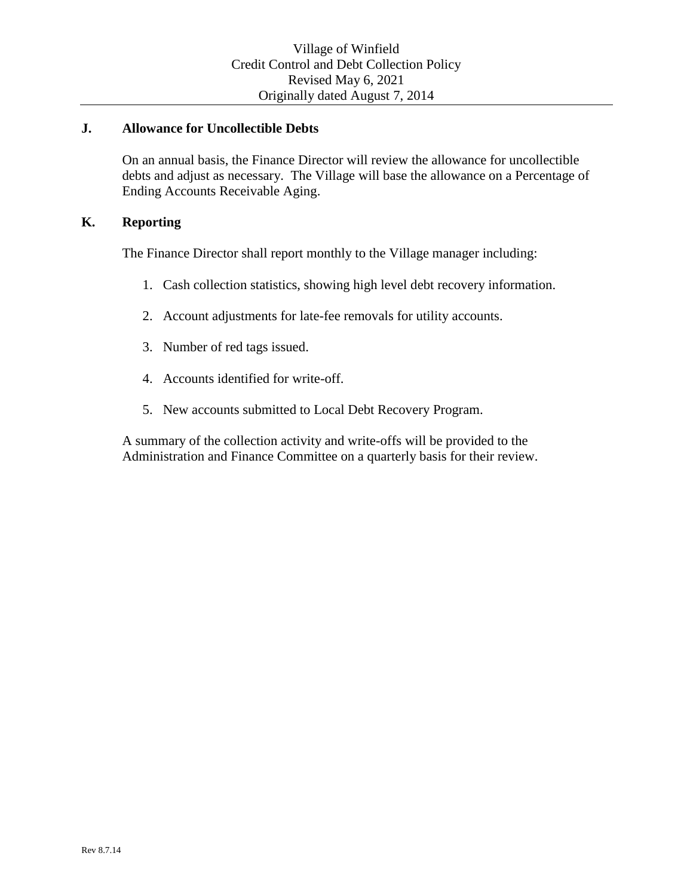## J. Allowance for Uncollectible Debts

On an annual basis, the Finance Director will review the allowance for uncollectible debts and adjust as necessary. The Village will base the allowance on a Percentage of Ending Accounts Receivable Aging.

## K. Reporting

The Finance Director shall report monthly to the Village manager including:

1. Cash collection statistics, showing high level debt recovery information.
2. Account adjustments for late-fee removals for utility accounts.
3. Number of red tags issued.
4. Accounts identified for write-off.
5. New accounts submitted to Local Debt Recovery Program.

A summary of the collection activity and write-offs will be provided to the Administration and Finance Committee on a quarterly basis for their review.